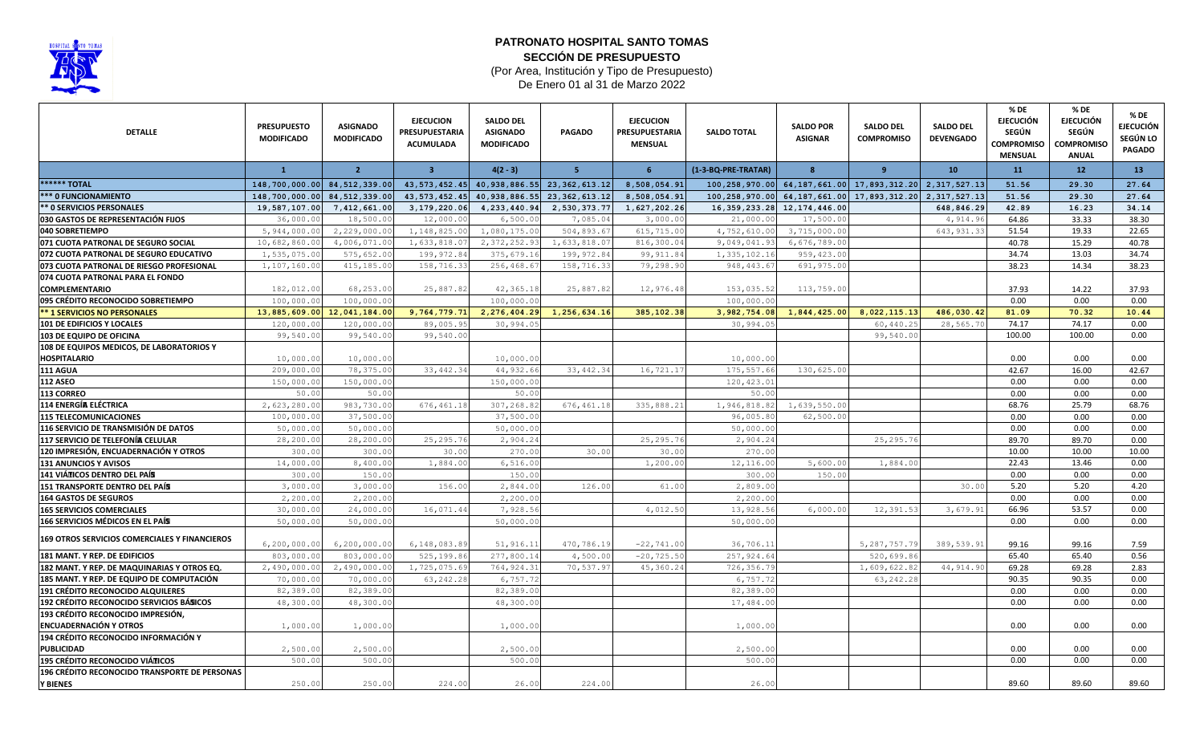# PATRONATO HOSPITAL SANTO TOMAS

## SECCIÓN DE PRESUPUESTO

(Por Area, Institución y Tipo de Presupuesto)

De Enero 01 al 31 de Marzo 2022

| DETALLE | PRESUPUESTO MODIFICADO | ASIGNADO MODIFICADO | EJECUCION PRESUPUESTARIA ACUMULADA | SALDO DEL ASIGNADO MODIFICADO | PAGADO | EJECUCION PRESUPUESTARIA MENSUAL | SALDO TOTAL | SALDO POR ASIGNAR | SALDO DEL COMPROMISO | SALDO DEL DEVENGADO | % DE EJECUCIÓN SEGÚN COMPROMISO MENSUAL | % DE EJECUCIÓN SEGÚN COMPROMISO ANUAL | % DE EJECUCIÓN SEGÚN LO PAGADO |
|---|---|---|---|---|---|---|---|---|---|---|---|---|---|
| | 1 | 2 | 3 | 4(2 - 3) | 5 | 6 | (1-3-BQ-PRE-TRATAR) | 8 | 9 | 10 | 11 | 12 | 13 |
| ****** TOTAL | 148,700,000.00 | 84,512,339.00 | 43,573,452.45 | 40,938,886.55 | 23,362,613.12 | 8,508,054.91 | 100,258,970.00 | 64,187,661.00 | 17,893,312.20 | 2,317,527.13 | 51.56 | 29.30 | 27.64 |
| *** 0 FUNCIONAMIENTO | 148,700,000.00 | 84,512,339.00 | 43,573,452.45 | 40,938,886.55 | 23,362,613.12 | 8,508,054.91 | 100,258,970.00 | 64,187,661.00 | 17,893,312.20 | 2,317,527.13 | 51.56 | 29.30 | 27.64 |
| ** 0 SERVICIOS PERSONALES | 19,587,107.00 | 7,412,661.00 | 3,179,220.06 | 4,233,440.94 | 2,530,373.77 | 1,627,202.26 | 16,359,233.28 | 12,174,446.00 | | 648,846.29 | 42.89 | 16.23 | 34.14 |
| 030 GASTOS DE REPRESENTACIÓN FIJOS | 36,000.00 | 18,500.00 | 12,000.00 | 6,500.00 | 7,085.04 | 3,000.00 | 21,000.00 | 17,500.00 | | 4,914.96 | 64.86 | 33.33 | 38.30 |
| 040 SOBRETIEMPO | 5,944,000.00 | 2,229,000.00 | 1,148,825.00 | 1,080,175.00 | 504,893.67 | 615,715.00 | 4,752,610.00 | 3,715,000.00 | | 643,931.33 | 51.54 | 19.33 | 22.65 |
| 071 CUOTA PATRONAL DE SEGURO SOCIAL | 10,682,860.00 | 4,006,071.00 | 1,633,818.07 | 2,372,252.93 | 1,633,818.07 | 816,300.04 | 9,049,041.93 | 6,676,789.00 | | | 40.78 | 15.29 | 40.78 |
| 072 CUOTA PATRONAL DE SEGURO EDUCATIVO | 1,535,075.00 | 575,652.00 | 199,972.84 | 375,679.16 | 199,972.84 | 99,911.84 | 1,335,102.16 | 959,423.00 | | | 34.74 | 13.03 | 34.74 |
| 073 CUOTA PATRONAL DE RIESGO PROFESIONAL | 1,107,160.00 | 415,185.00 | 158,716.33 | 256,468.67 | 158,716.33 | 79,298.90 | 948,443.67 | 691,975.00 | | | 38.23 | 14.34 | 38.23 |
| 074 CUOTA PATRONAL PARA EL FONDO COMPLEMENTARIO | 182,012.00 | 68,253.00 | 25,887.82 | 42,365.18 | 25,887.82 | 12,976.48 | 153,035.52 | 113,759.00 | | | 37.93 | 14.22 | 37.93 |
| 095 CRÉDITO RECONOCIDO SOBRETIEMPO | 100,000.00 | 100,000.00 | | 100,000.00 | | | 100,000.00 | | | | 0.00 | 0.00 | 0.00 |
| ** 1 SERVICIOS NO PERSONALES | 13,885,609.00 | 12,041,184.00 | 9,764,779.71 | 2,276,404.29 | 1,256,634.16 | 385,102.38 | 3,982,754.08 | 1,844,425.00 | 8,022,115.13 | 486,030.42 | 81.09 | 70.32 | 10.44 |
| 101 DE EDIFICIOS Y LOCALES | 120,000.00 | 120,000.00 | 89,005.95 | 30,994.05 | | | 30,994.05 | | 60,440.25 | 28,565.70 | 74.17 | 74.17 | 0.00 |
| 103 DE EQUIPO DE OFICINA | 99,540.00 | 99,540.00 | 99,540.00 | | | | | | 99,540.00 | | 100.00 | 100.00 | 0.00 |
| 108 DE EQUIPOS MEDICOS, DE LABORATORIOS Y HOSPITALARIO | 10,000.00 | 10,000.00 | | 10,000.00 | | | 10,000.00 | | | | 0.00 | 0.00 | 0.00 |
| 111 AGUA | 209,000.00 | 78,375.00 | 33,442.34 | 44,932.66 | 33,442.34 | 16,721.17 | 175,557.66 | 130,625.00 | | | 42.67 | 16.00 | 42.67 |
| 112 ASEO | 150,000.00 | 150,000.00 | | 150,000.00 | | | 120,423.01 | | | | 0.00 | 0.00 | 0.00 |
| 113 CORREO | 50.00 | 50.00 | | 50.00 | | | 50.00 | | | | 0.00 | 0.00 | 0.00 |
| 114 ENERGÍA ELÉCTRICA | 2,623,280.00 | 983,730.00 | 676,461.18 | 307,268.82 | 676,461.18 | 335,888.21 | 1,946,818.82 | 1,639,550.00 | | | 68.76 | 25.79 | 68.76 |
| 115 TELECOMUNICACIONES | 100,000.00 | 37,500.00 | | 37,500.00 | | | 96,005.80 | 62,500.00 | | | 0.00 | 0.00 | 0.00 |
| 116 SERVICIO DE TRANSMISIÓN DE DATOS | 50,000.00 | 50,000.00 | | 50,000.00 | | | 50,000.00 | | | | 0.00 | 0.00 | 0.00 |
| 117 SERVICIO DE TELEFONÍA CELULAR | 28,200.00 | 28,200.00 | 25,295.76 | 2,904.24 | | 25,295.76 | 2,904.24 | | 25,295.76 | | 89.70 | 89.70 | 0.00 |
| 120 IMPRESIÓN, ENCUADERNACIÓN Y OTROS | 300.00 | 300.00 | 30.00 | 270.00 | 30.00 | 30.00 | 270.00 | | | | 10.00 | 10.00 | 10.00 |
| 131 ANUNCIOS Y AVISOS | 14,000.00 | 8,400.00 | 1,884.00 | 6,516.00 | | 1,200.00 | 12,116.00 | 5,600.00 | 1,884.00 | | 22.43 | 13.46 | 0.00 |
| 141 VIÁTICOS DENTRO DEL PAÍS | 300.00 | 150.00 | | 150.00 | | | 300.00 | 150.00 | | | 0.00 | 0.00 | 0.00 |
| 151 TRANSPORTE DENTRO DEL PAÍS | 3,000.00 | 3,000.00 | 156.00 | 2,844.00 | 126.00 | 61.00 | 2,809.00 | | | 30.00 | 5.20 | 5.20 | 4.20 |
| 164 GASTOS DE SEGUROS | 2,200.00 | 2,200.00 | | 2,200.00 | | | 2,200.00 | | | | 0.00 | 0.00 | 0.00 |
| 165 SERVICIOS COMERCIALES | 30,000.00 | 24,000.00 | 16,071.44 | 7,928.56 | | 4,012.50 | 13,928.56 | 6,000.00 | 12,391.53 | 3,679.91 | 66.96 | 53.57 | 0.00 |
| 166 SERVICIOS MÉDICOS EN EL PAÍS | 50,000.00 | 50,000.00 | | 50,000.00 | | | 50,000.00 | | | | 0.00 | 0.00 | 0.00 |
| 169 OTROS SERVICIOS COMERCIALES Y FINANCIEROS | 6,200,000.00 | 6,200,000.00 | 6,148,083.89 | 51,916.11 | 470,786.19 | -22,741.00 | 36,706.11 | | 5,287,757.79 | 389,539.91 | 99.16 | 99.16 | 7.59 |
| 181 MANT. Y REP. DE EDIFICIOS | 803,000.00 | 803,000.00 | 525,199.86 | 277,800.14 | 4,500.00 | -20,725.50 | 257,924.64 | | 520,699.86 | | 65.40 | 65.40 | 0.56 |
| 182 MANT. Y REP. DE MAQUINARIAS Y OTROS EQ. | 2,490,000.00 | 2,490,000.00 | 1,725,075.69 | 764,924.31 | 70,537.97 | 45,360.24 | 726,356.79 | | 1,609,622.82 | 44,914.90 | 69.28 | 69.28 | 2.83 |
| 185 MANT. Y REP. DE EQUIPO DE COMPUTACIÓN | 70,000.00 | 70,000.00 | 63,242.28 | 6,757.72 | | | 6,757.72 | | 63,242.28 | | 90.35 | 90.35 | 0.00 |
| 191 CRÉDITO RECONOCIDO ALQUILERES | 82,389.00 | 82,389.00 | | 82,389.00 | | | 82,389.00 | | | | 0.00 | 0.00 | 0.00 |
| 192 CRÉDITO RECONOCIDO SERVICIOS BÁSICOS | 48,300.00 | 48,300.00 | | 48,300.00 | | | 17,484.00 | | | | 0.00 | 0.00 | 0.00 |
| 193 CRÉDITO RECONOCIDO IMPRESIÓN, ENCUADERNACIÓN Y OTROS | 1,000.00 | 1,000.00 | | 1,000.00 | | | 1,000.00 | | | | 0.00 | 0.00 | 0.00 |
| 194 CRÉDITO RECONOCIDO INFORMACIÓN Y PUBLICIDAD | 2,500.00 | 2,500.00 | | 2,500.00 | | | 2,500.00 | | | | 0.00 | 0.00 | 0.00 |
| 195 CRÉDITO RECONOCIDO VIÁTICOS | 500.00 | 500.00 | | 500.00 | | | 500.00 | | | | 0.00 | 0.00 | 0.00 |
| 196 CRÉDITO RECONOCIDO TRANSPORTE DE PERSONAS Y BIENES | 250.00 | 250.00 | 224.00 | 26.00 | 224.00 | | 26.00 | | | | 89.60 | 89.60 | 89.60 |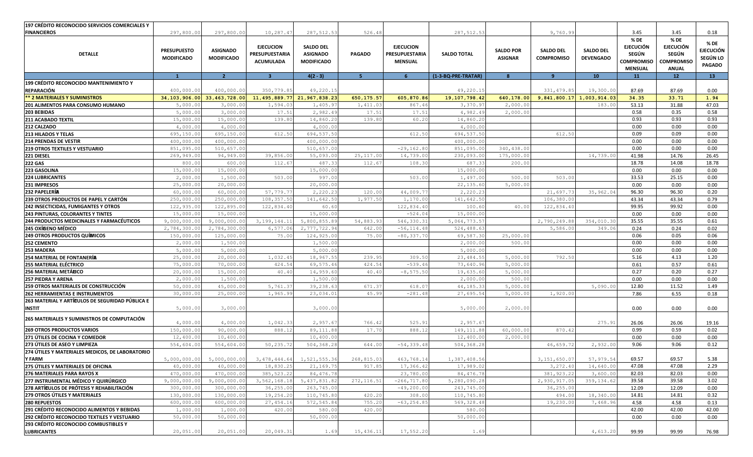| DETALLE | PRESUPUESTO MODIFICADO | ASIGNADO MODIFICADO | EJECUCION PRESUPUESTARIA ACUMULADA | SALDO DEL ASIGNADO MODIFICADO | PAGADO | EJECUCION PRESUPUESTARIA MENSUAL | SALDO TOTAL | SALDO POR ASIGNAR | SALDO DEL COMPROMISO | SALDO DEL DEVENGADO | % DE EJECUCIÓN SEGÚN COMPROMISO MENSUAL | % DE EJECUCIÓN SEGÚN COMPROMISO ANUAL | % DE EJECUCIÓN SEGÚN LO PAGADO |
|---|---|---|---|---|---|---|---|---|---|---|---|---|---|
| | 1 | 2 | 3 | 4(2 - 3) | 5 | 6 | (1-3-BQ-PRE-TRATAR) | 8 | 9 | 10 | 11 | 12 | 13 |
| 197 CRÉDITO RECONOCIDO SERVICIOS COMERCIALES Y FINANCIEROS | 297,800.00 | 297,800.00 | 10,287.47 | 287,512.53 | 526.48 | | 287,512.53 | | 9,760.99 | | 3.45 | 3.45 | 0.18 |
| 199 CRÉDITO RECONOCIDO MANTENIMIENTO Y REPARACIÓN | 400,000.00 | 400,000.00 | 350,779.85 | 49,220.15 | | | 49,220.15 | | 331,479.85 | 19,300.00 | 87.69 | 87.69 | 0.00 |
| ** 2 MATERIALES Y SUMINISTROS | 34,103,906.00 | 33,463,728.00 | 11,495,889.77 | 21,967,838.23 | 650,175.57 | 605,870.86 | 19,107,798.42 | 640,178.00 | 9,841,800.17 | 1,003,914.03 | 34.35 | 33.71 | 1.94 |
| 201 ALIMENTOS PARA CONSUMO HUMANO | 5,000.00 | 3,000.00 | 1,594.03 | 1,405.97 | 1,411.03 | 867.46 | 3,370.97 | 2,000.00 | | 183.00 | 53.13 | 31.88 | 47.03 |
| 203 BEBIDAS | 5,000.00 | 3,000.00 | 17.51 | 2,982.49 | 17.51 | 17.51 | 4,982.49 | 2,000.00 | | | 0.58 | 0.35 | 0.58 |
| 211 ACABADO TEXTIL | 15,000.00 | 15,000.00 | 139.80 | 14,860.20 | 139.80 | 60.20 | 14,860.20 | | | | 0.93 | 0.93 | 0.93 |
| 212 CALZADO | 4,000.00 | 4,000.00 | | 4,000.00 | | | 4,000.00 | | | | 0.00 | 0.00 | 0.00 |
| 213 HILADOS Y TELAS | 695,150.00 | 695,150.00 | 612.50 | 694,537.50 | | 612.50 | 694,537.50 | | 612.50 | | 0.09 | 0.09 | 0.00 |
| 214 PRENDAS DE VESTIR | 400,000.00 | 400,000.00 | | 400,000.00 | | | 400,000.00 | | | | 0.00 | 0.00 | 0.00 |
| 219 OTROS TEXTILES Y VESTUARIO | 851,095.00 | 510,657.00 | | 510,657.00 | | -29,162.80 | 851,095.00 | 340,438.00 | | | 0.00 | 0.00 | 0.00 |
| 221 DIESEL | 269,949.00 | 94,949.00 | 39,856.00 | 55,093.00 | 25,117.00 | 14,739.00 | 230,093.00 | 175,000.00 | | 14,739.00 | 41.98 | 14.76 | 26.45 |
| 222 GAS | 800.00 | 600.00 | 112.67 | 487.33 | 112.67 | 108.30 | 687.33 | 200.00 | | | 18.78 | 14.08 | 18.78 |
| 223 GASOLINA | 15,000.00 | 15,000.00 | | 15,000.00 | | | 15,000.00 | | | | 0.00 | 0.00 | 0.00 |
| 224 LUBRICANTES | 2,000.00 | 1,500.00 | 503.00 | 997.00 | | 503.00 | 1,497.00 | 500.00 | 503.00 | | 33.53 | 25.15 | 0.00 |
| 231 IMPRESOS | 25,000.00 | 20,000.00 | | 20,000.00 | | | 22,135.60 | 5,000.00 | | | 0.00 | 0.00 | 0.00 |
| 232 PAPELERÍA | 60,000.00 | 60,000.00 | 57,779.77 | 2,220.23 | 120.00 | 44,009.77 | 2,220.23 | | 21,697.73 | 35,962.04 | 96.30 | 96.30 | 0.20 |
| 239 OTROS PRODUCTOS DE PAPEL Y CARTÓN | 250,000.00 | 250,000.00 | 108,357.50 | 141,642.50 | 1,977.50 | 1,170.00 | 141,642.50 | | 106,380.00 | | 43.34 | 43.34 | 0.79 |
| 242 INSECTICIDAS, FUMIGANTES Y OTROS | 122,935.00 | 122,895.00 | 122,834.40 | 60.60 | | 122,834.40 | 100.60 | 40.00 | 122,834.40 | | 99.95 | 99.92 | 0.00 |
| 243 PINTURAS, COLORANTES Y TINTES | 15,000.00 | 15,000.00 | | 15,000.00 | | -524.04 | 15,000.00 | | | | 0.00 | 0.00 | 0.00 |
| 244 PRODUCTOS MEDICINALES Y FARMACÉUTICOS | 9,000,000.00 | 9,000,000.00 | 3,199,144.11 | 5,800,855.89 | 54,883.93 | 546,330.31 | 5,064,773.57 | | 2,790,249.88 | 354,010.30 | 35.55 | 35.55 | 0.61 |
| 245 OXÍGENO MÉDICO | 2,784,300.00 | 2,784,300.00 | 6,577.06 | 2,777,722.94 | 642.00 | -56,114.48 | 524,488.63 | | 5,586.00 | 349.06 | 0.24 | 0.24 | 0.02 |
| 249 OTROS PRODUCTOS QUÍMICOS | 150,000.00 | 125,000.00 | 75.00 | 124,925.00 | 75.00 | -80,337.70 | 69,587.30 | 25,000.00 | | | 0.06 | 0.05 | 0.06 |
| 252 CEMENTO | 2,000.00 | 1,500.00 | | 1,500.00 | | | 2,000.00 | 500.00 | | | 0.00 | 0.00 | 0.00 |
| 253 MADERA | 5,000.00 | 5,000.00 | | 5,000.00 | | | 5,000.00 | | | | 0.00 | 0.00 | 0.00 |
| 254 MATERIAL DE FONTANERÍA | 25,000.00 | 20,000.00 | 1,032.45 | 18,967.55 | 239.95 | 309.50 | 23,484.55 | 5,000.00 | 792.50 | | 5.16 | 4.13 | 1.20 |
| 255 MATERIAL ELÉCTRICO | 75,000.00 | 70,000.00 | 424.54 | 69,575.46 | 424.54 | -539.46 | 73,640.96 | 5,000.00 | | | 0.61 | 0.57 | 0.61 |
| 256 MATERIAL METÁLICO | 20,000.00 | 15,000.00 | 40.40 | 14,959.60 | 40.40 | -8,575.50 | 19,635.60 | 5,000.00 | | | 0.27 | 0.20 | 0.27 |
| 257 PIEDRA Y ARENA | 2,000.00 | 1,500.00 | | 1,500.00 | | | 2,000.00 | 500.00 | | | 0.00 | 0.00 | 0.00 |
| 259 OTROS MATERIALES DE CONSTRUCCIÓN | 50,000.00 | 45,000.00 | 5,761.37 | 39,238.63 | 671.37 | 618.07 | 44,185.33 | 5,000.00 | | 5,090.00 | 12.80 | 11.52 | 1.49 |
| 262 HERRAMIENTAS E INSTRUMENTOS | 30,000.00 | 25,000.00 | 1,965.99 | 23,034.01 | 45.99 | -281.48 | 27,695.54 | 5,000.00 | 1,920.00 | | 7.86 | 6.55 | 0.18 |
| 263 MATERIAL Y ARTÍCULOS DE SEGURIDAD PÚBLICA E INSTIT | 5,000.00 | 3,000.00 | | 3,000.00 | | | 5,000.00 | 2,000.00 | | | 0.00 | 0.00 | 0.00 |
| 265 MATERIALES Y SUMINISTROS DE COMPUTACIÓN | 4,000.00 | 4,000.00 | 1,042.33 | 2,957.67 | 766.42 | 525.91 | 2,957.67 | | | 275.91 | 26.06 | 26.06 | 19.16 |
| 269 OTROS PRODUCTOS VARIOS | 150,000.00 | 90,000.00 | 888.12 | 89,111.88 | 17.70 | 888.12 | 149,111.88 | 60,000.00 | 870.42 | | 0.99 | 0.59 | 0.02 |
| 271 ÚTILES DE COCINA Y COMEDOR | 12,400.00 | 10,400.00 | | 10,400.00 | | | 12,400.00 | 2,000.00 | | | 0.00 | 0.00 | 0.00 |
| 273 ÚTILES DE ASEO Y LIMPIEZA | 554,604.00 | 554,604.00 | 50,235.72 | 504,368.28 | 644.00 | -54,339.48 | 504,368.28 | | 46,659.72 | 2,932.00 | 9.06 | 9.06 | 0.12 |
| 274 ÚTILES Y MATERIALES MEDICOS, DE LABORATORIO Y FARM | 5,000,000.00 | 5,000,000.00 | 3,478,444.64 | 1,521,555.36 | 268,815.03 | 463,768.14 | 1,387,408.56 | | 3,151,650.07 | 57,979.54 | 69.57 | 69.57 | 5.38 |
| 275 ÚTILES Y MATERIALES DE OFICINA | 40,000.00 | 40,000.00 | 18,830.25 | 21,169.75 | 917.85 | 17,366.42 | 17,989.02 | | 3,272.40 | 14,640.00 | 47.08 | 47.08 | 2.29 |
| 276 MATERIALES PARA RAYOS X | 470,000.00 | 470,000.00 | 385,523.22 | 84,476.78 | | 23,780.00 | 84,476.78 | | 381,923.22 | 3,600.00 | 82.03 | 82.03 | 0.00 |
| 277 INSTRUMENTAL MÉDICO Y QUIRÚRGICO | 9,000,000.00 | 9,000,000.00 | 3,562,168.18 | 5,437,831.82 | 272,116.51 | -266,717.80 | 5,280,090.28 | | 2,930,917.05 | 359,134.62 | 39.58 | 39.58 | 3.02 |
| 278 ARTÍCULOS DE PRÓTESIS Y REHABILITACIÓN | 300,000.00 | 300,000.00 | 36,255.00 | 263,745.00 | | -49,200.00 | 243,745.00 | | 36,255.00 | | 12.09 | 12.09 | 0.00 |
| 279 OTROS ÚTILES Y MATERIALES | 130,000.00 | 130,000.00 | 19,254.20 | 110,745.80 | 420.20 | 308.00 | 110,745.80 | | 494.00 | 18,340.00 | 14.81 | 14.81 | 0.32 |
| 280 REPUESTOS | 600,000.00 | 600,000.00 | 27,454.16 | 572,545.84 | 755.20 | -63,254.85 | 569,328.48 | | 19,230.00 | 7,468.96 | 4.58 | 4.58 | 0.13 |
| 291 CRÉDITO RECONOCIDO ALIMENTOS Y BEBIDAS | 1,000.00 | 1,000.00 | 420.00 | 580.00 | 420.00 | | 580.00 | | | | 42.00 | 42.00 | 42.00 |
| 292 CRÉDITO RECONOCIDO TEXTILES Y VESTUARIO | 50,000.00 | 50,000.00 | | 50,000.00 | | | 50,000.00 | | | | 0.00 | 0.00 | 0.00 |
| 293 CRÉDITO RECONOCIDO COMBUSTIBLES Y LUBRICANTES | 20,051.00 | 20,051.00 | 20,049.31 | 1.69 | 15,436.11 | 17,552.20 | 1.69 | | | 4,613.20 | 99.99 | 99.99 | 76.98 |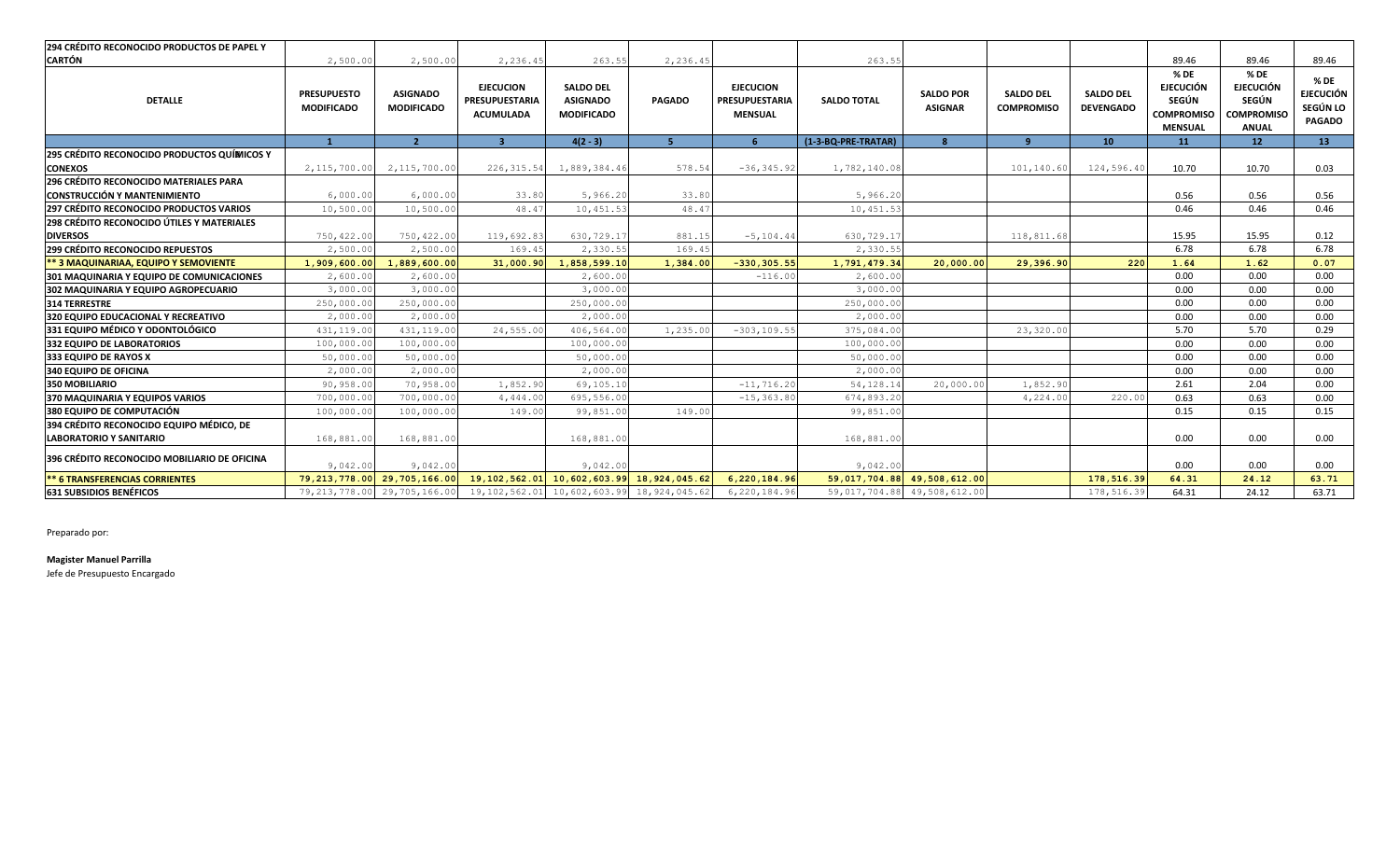| DETALLE | PRESUPUESTO MODIFICADO | ASIGNADO MODIFICADO | EJECUCION PRESUPUESTARIA ACUMULADA | SALDO DEL ASIGNADO MODIFICADO | PAGADO | EJECUCION PRESUPUESTARIA MENSUAL | SALDO TOTAL | SALDO POR ASIGNAR | SALDO DEL COMPROMISO | SALDO DEL DEVENGADO | % DE EJECUCIÓN SEGÚN COMPROMISO MENSUAL | % DE EJECUCIÓN SEGÚN COMPROMISO ANUAL | % DE EJECUCIÓN SEGÚN LO PAGADO |
|---|---|---|---|---|---|---|---|---|---|---|---|---|---|
| | 1 | 2 | 3 | 4(2 - 3) | 5 | 6 | (1-3-BQ-PRE-TRATAR) | 8 | 9 | 10 | 11 | 12 | 13 |
| 294 CRÉDITO RECONOCIDO PRODUCTOS DE PAPEL Y CARTÓN | 2,500.00 | 2,500.00 | 2,236.45 | 263.55 | 2,236.45 | | 263.55 | | | | 89.46 | 89.46 | 89.46 |
| 295 CRÉDITO RECONOCIDO PRODUCTOS QUÍMICOS Y CONEXOS | 2,115,700.00 | 2,115,700.00 | 226,315.54 | 1,889,384.46 | 578.54 | -36,345.92 | 1,782,140.08 | | 101,140.60 | 124,596.40 | 10.70 | 10.70 | 0.03 |
| 296 CRÉDITO RECONOCIDO MATERIALES PARA CONSTRUCCIÓN Y MANTENIMIENTO | 6,000.00 | 6,000.00 | 33.80 | 5,966.20 | 33.80 | | 5,966.20 | | | | 0.56 | 0.56 | 0.56 |
| 297 CRÉDITO RECONOCIDO PRODUCTOS VARIOS | 10,500.00 | 10,500.00 | 48.47 | 10,451.53 | 48.47 | | 10,451.53 | | | | 0.46 | 0.46 | 0.46 |
| 298 CRÉDITO RECONOCIDO ÚTILES Y MATERIALES DIVERSOS | 750,422.00 | 750,422.00 | 119,692.83 | 630,729.17 | 881.15 | -5,104.44 | 630,729.17 | | 118,811.68 | | 15.95 | 15.95 | 0.12 |
| 299 CRÉDITO RECONOCIDO REPUESTOS | 2,500.00 | 2,500.00 | 169.45 | 2,330.55 | 169.45 | | 2,330.55 | | | | 6.78 | 6.78 | 6.78 |
| ** 3 MAQUINARIAA, EQUIPO Y SEMOVIENTE | 1,909,600.00 | 1,889,600.00 | 31,000.90 | 1,858,599.10 | 1,384.00 | -330,305.55 | 1,791,479.34 | 20,000.00 | 29,396.90 | 220 | 1.64 | 1.62 | 0.07 |
| 301 MAQUINARIA Y EQUIPO DE COMUNICACIONES | 2,600.00 | 2,600.00 | | 2,600.00 | | -116.00 | 2,600.00 | | | | 0.00 | 0.00 | 0.00 |
| 302 MAQUINARIA Y EQUIPO AGROPECUARIO | 3,000.00 | 3,000.00 | | 3,000.00 | | | 3,000.00 | | | | 0.00 | 0.00 | 0.00 |
| 314 TERRESTRE | 250,000.00 | 250,000.00 | | 250,000.00 | | | 250,000.00 | | | | 0.00 | 0.00 | 0.00 |
| 320 EQUIPO EDUCACIONAL Y RECREATIVO | 2,000.00 | 2,000.00 | | 2,000.00 | | | 2,000.00 | | | | 0.00 | 0.00 | 0.00 |
| 331 EQUIPO MÉDICO Y ODONTOLÓGICO | 431,119.00 | 431,119.00 | 24,555.00 | 406,564.00 | 1,235.00 | -303,109.55 | 375,084.00 | | 23,320.00 | | 5.70 | 5.70 | 0.29 |
| 332 EQUIPO DE LABORATORIOS | 100,000.00 | 100,000.00 | | 100,000.00 | | | 100,000.00 | | | | 0.00 | 0.00 | 0.00 |
| 333 EQUIPO DE RAYOS X | 50,000.00 | 50,000.00 | | 50,000.00 | | | 50,000.00 | | | | 0.00 | 0.00 | 0.00 |
| 340 EQUIPO DE OFICINA | 2,000.00 | 2,000.00 | | 2,000.00 | | | 2,000.00 | | | | 0.00 | 0.00 | 0.00 |
| 350 MOBILIARIO | 90,958.00 | 70,958.00 | 1,852.90 | 69,105.10 | | -11,716.20 | 54,128.14 | 20,000.00 | 1,852.90 | | 2.61 | 2.04 | 0.00 |
| 370 MAQUINARIA Y EQUIPOS VARIOS | 700,000.00 | 700,000.00 | 4,444.00 | 695,556.00 | | -15,363.80 | 674,893.20 | | 4,224.00 | 220.00 | 0.63 | 0.63 | 0.00 |
| 380 EQUIPO DE COMPUTACIÓN | 100,000.00 | 100,000.00 | 149.00 | 99,851.00 | 149.00 | | 99,851.00 | | | | 0.15 | 0.15 | 0.15 |
| 394 CRÉDITO RECONOCIDO EQUIPO MÉDICO, DE LABORATORIO Y SANITARIO | 168,881.00 | 168,881.00 | | 168,881.00 | | | 168,881.00 | | | | 0.00 | 0.00 | 0.00 |
| 396 CRÉDITO RECONOCIDO MOBILIARIO DE OFICINA | 9,042.00 | 9,042.00 | | 9,042.00 | | | 9,042.00 | | | | 0.00 | 0.00 | 0.00 |
| ** 6 TRANSFERENCIAS CORRIENTES | 79,213,778.00 | 29,705,166.00 | 19,102,562.01 | 10,602,603.99 | 18,924,045.62 | 6,220,184.96 | 59,017,704.88 | 49,508,612.00 | | 178,516.39 | 64.31 | 24.12 | 63.71 |
| 631 SUBSIDIOS BENÉFICOS | 79,213,778.00 | 29,705,166.00 | 19,102,562.01 | 10,602,603.99 | 18,924,045.62 | 6,220,184.96 | 59,017,704.88 | 49,508,612.00 | | 178,516.39 | 64.31 | 24.12 | 63.71 |

Preparado por:

**Magister Manuel Parrilla**
Jefe de Presupuesto Encargado